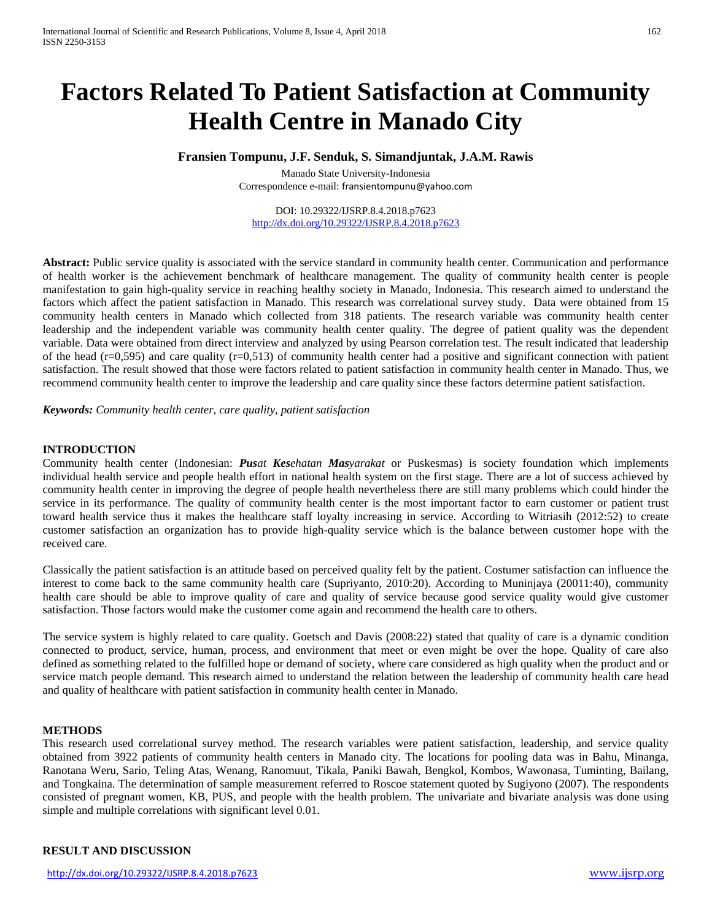# Factors Related To Patient Satisfaction at Community Health Centre in Manado City

**Fransien Tompunu, J.F. Senduk, S. Simandjuntak, J.A.M. Rawis**

Manado State University-Indonesia
Correspondence e-mail: fransientompunu@yahoo.com

DOI: 10.29322/IJSRP.8.4.2018.p7623
http://dx.doi.org/10.29322/IJSRP.8.4.2018.p7623

**Abstract:** Public service quality is associated with the service standard in community health center. Communication and performance of health worker is the achievement benchmark of healthcare management. The quality of community health center is people manifestation to gain high-quality service in reaching healthy society in Manado, Indonesia. This research aimed to understand the factors which affect the patient satisfaction in Manado. This research was correlational survey study. Data were obtained from 15 community health centers in Manado which collected from 318 patients. The research variable was community health center leadership and the independent variable was community health center quality. The degree of patient quality was the dependent variable. Data were obtained from direct interview and analyzed by using Pearson correlation test. The result indicated that leadership of the head (r=0,595) and care quality (r=0,513) of community health center had a positive and significant connection with patient satisfaction. The result showed that those were factors related to patient satisfaction in community health center in Manado. Thus, we recommend community health center to improve the leadership and care quality since these factors determine patient satisfaction.

***Keywords:*** *Community health center, care quality, patient satisfaction*

## INTRODUCTION

Community health center (Indonesian: ***Pus****at* ***Kes****ehatan* ***Mas****yarakat* or Puskesmas) is society foundation which implements individual health service and people health effort in national health system on the first stage. There are a lot of success achieved by community health center in improving the degree of people health nevertheless there are still many problems which could hinder the service in its performance. The quality of community health center is the most important factor to earn customer or patient trust toward health service thus it makes the healthcare staff loyalty increasing in service. According to Witriasih (2012:52) to create customer satisfaction an organization has to provide high-quality service which is the balance between customer hope with the received care.

Classically the patient satisfaction is an attitude based on perceived quality felt by the patient. Costumer satisfaction can influence the interest to come back to the same community health care (Supriyanto, 2010:20). According to Muninjaya (20011:40), community health care should be able to improve quality of care and quality of service because good service quality would give customer satisfaction. Those factors would make the customer come again and recommend the health care to others.

The service system is highly related to care quality. Goetsch and Davis (2008:22) stated that quality of care is a dynamic condition connected to product, service, human, process, and environment that meet or even might be over the hope. Quality of care also defined as something related to the fulfilled hope or demand of society, where care considered as high quality when the product and or service match people demand. This research aimed to understand the relation between the leadership of community health care head and quality of healthcare with patient satisfaction in community health center in Manado.

## METHODS

This research used correlational survey method. The research variables were patient satisfaction, leadership, and service quality obtained from 3922 patients of community health centers in Manado city. The locations for pooling data was in Bahu, Minanga, Ranotana Weru, Sario, Teling Atas, Wenang, Ranomuut, Tikala, Paniki Bawah, Bengkol, Kombos, Wawonasa, Tuminting, Bailang, and Tongkaina. The determination of sample measurement referred to Roscoe statement quoted by Sugiyono (2007). The respondents consisted of pregnant women, KB, PUS, and people with the health problem. The univariate and bivariate analysis was done using simple and multiple correlations with significant level 0.01.

## RESULT AND DISCUSSION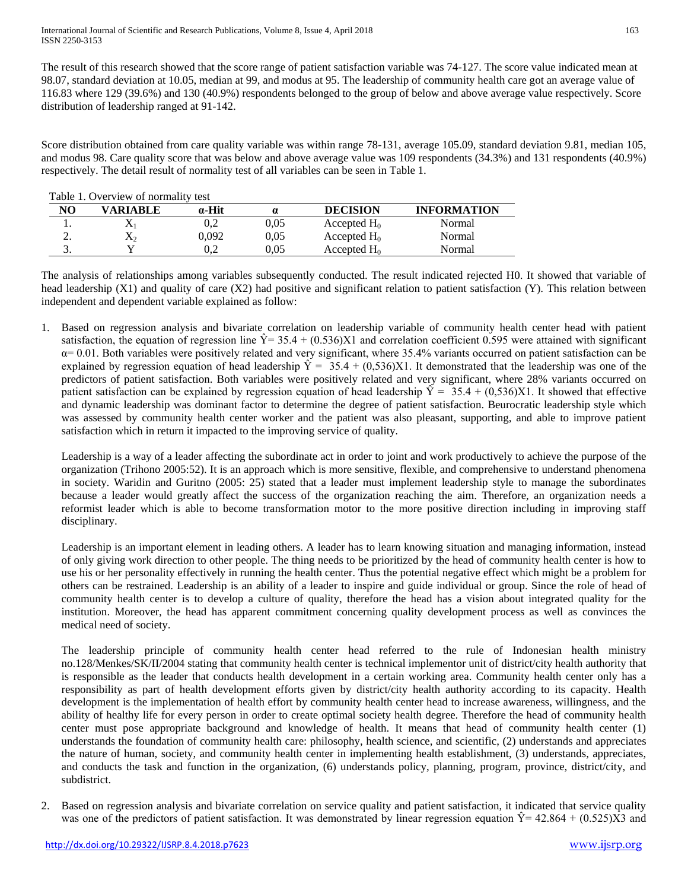The result of this research showed that the score range of patient satisfaction variable was 74-127. The score value indicated mean at 98.07, standard deviation at 10.05, median at 99, and modus at 95. The leadership of community health care got an average value of 116.83 where 129 (39.6%) and 130 (40.9%) respondents belonged to the group of below and above average value respectively. Score distribution of leadership ranged at 91-142.

Score distribution obtained from care quality variable was within range 78-131, average 105.09, standard deviation 9.81, median 105, and modus 98. Care quality score that was below and above average value was 109 respondents (34.3%) and 131 respondents (40.9%) respectively. The detail result of normality test of all variables can be seen in Table 1.

Table 1. Overview of normality test

| NO | VARIABLE | α-Hit | α | DECISION | INFORMATION |
|---|---|---|---|---|---|
| 1. | $X_1$ | 0,2 | 0,05 | Accepted $H_0$ | Normal |
| 2. | $X_2$ | 0,092 | 0,05 | Accepted $H_0$ | Normal |
| 3. | Y | 0,2 | 0,05 | Accepted $H_0$ | Normal |

The analysis of relationships among variables subsequently conducted. The result indicated rejected H0. It showed that variable of head leadership (X1) and quality of care (X2) had positive and significant relation to patient satisfaction (Y). This relation between independent and dependent variable explained as follow:

1. Based on regression analysis and bivariate correlation on leadership variable of community health center head with patient satisfaction, the equation of regression line $\hat{Y} = 35.4 + (0.536)X1$ and correlation coefficient 0.595 were attained with significant $\alpha = 0.01$. Both variables were positively related and very significant, where 35.4% variants occurred on patient satisfaction can be explained by regression equation of head leadership $\hat{Y} = 35.4 + (0,536)X1$. It demonstrated that the leadership was one of the predictors of patient satisfaction. Both variables were positively related and very significant, where 28% variants occurred on patient satisfaction can be explained by regression equation of head leadership $\hat{Y} = 35.4 + (0,536)X1$. It showed that effective and dynamic leadership was dominant factor to determine the degree of patient satisfaction. Beurocratic leadership style which was assessed by community health center worker and the patient was also pleasant, supporting, and able to improve patient satisfaction which in return it impacted to the improving service of quality.

   Leadership is a way of a leader affecting the subordinate act in order to joint and work productively to achieve the purpose of the organization (Trihono 2005:52). It is an approach which is more sensitive, flexible, and comprehensive to understand phenomena in society. Waridin and Guritno (2005: 25) stated that a leader must implement leadership style to manage the subordinates because a leader would greatly affect the success of the organization reaching the aim. Therefore, an organization needs a reformist leader which is able to become transformation motor to the more positive direction including in improving staff disciplinary.

   Leadership is an important element in leading others. A leader has to learn knowing situation and managing information, instead of only giving work direction to other people. The thing needs to be prioritized by the head of community health center is how to use his or her personality effectively in running the health center. Thus the potential negative effect which might be a problem for others can be restrained. Leadership is an ability of a leader to inspire and guide individual or group. Since the role of head of community health center is to develop a culture of quality, therefore the head has a vision about integrated quality for the institution. Moreover, the head has apparent commitment concerning quality development process as well as convinces the medical need of society.

   The leadership principle of community health center head referred to the rule of Indonesian health ministry no.128/Menkes/SK/II/2004 stating that community health center is technical implementor unit of district/city health authority that is responsible as the leader that conducts health development in a certain working area. Community health center only has a responsibility as part of health development efforts given by district/city health authority according to its capacity. Health development is the implementation of health effort by community health center head to increase awareness, willingness, and the ability of healthy life for every person in order to create optimal society health degree. Therefore the head of community health center must pose appropriate background and knowledge of health. It means that head of community health center (1) understands the foundation of community health care: philosophy, health science, and scientific, (2) understands and appreciates the nature of human, society, and community health center in implementing health establishment, (3) understands, appreciates, and conducts the task and function in the organization, (6) understands policy, planning, program, province, district/city, and subdistrict.

2. Based on regression analysis and bivariate correlation on service quality and patient satisfaction, it indicated that service quality was one of the predictors of patient satisfaction. It was demonstrated by linear regression equation $\hat{Y} = 42.864 + (0.525)X3$ and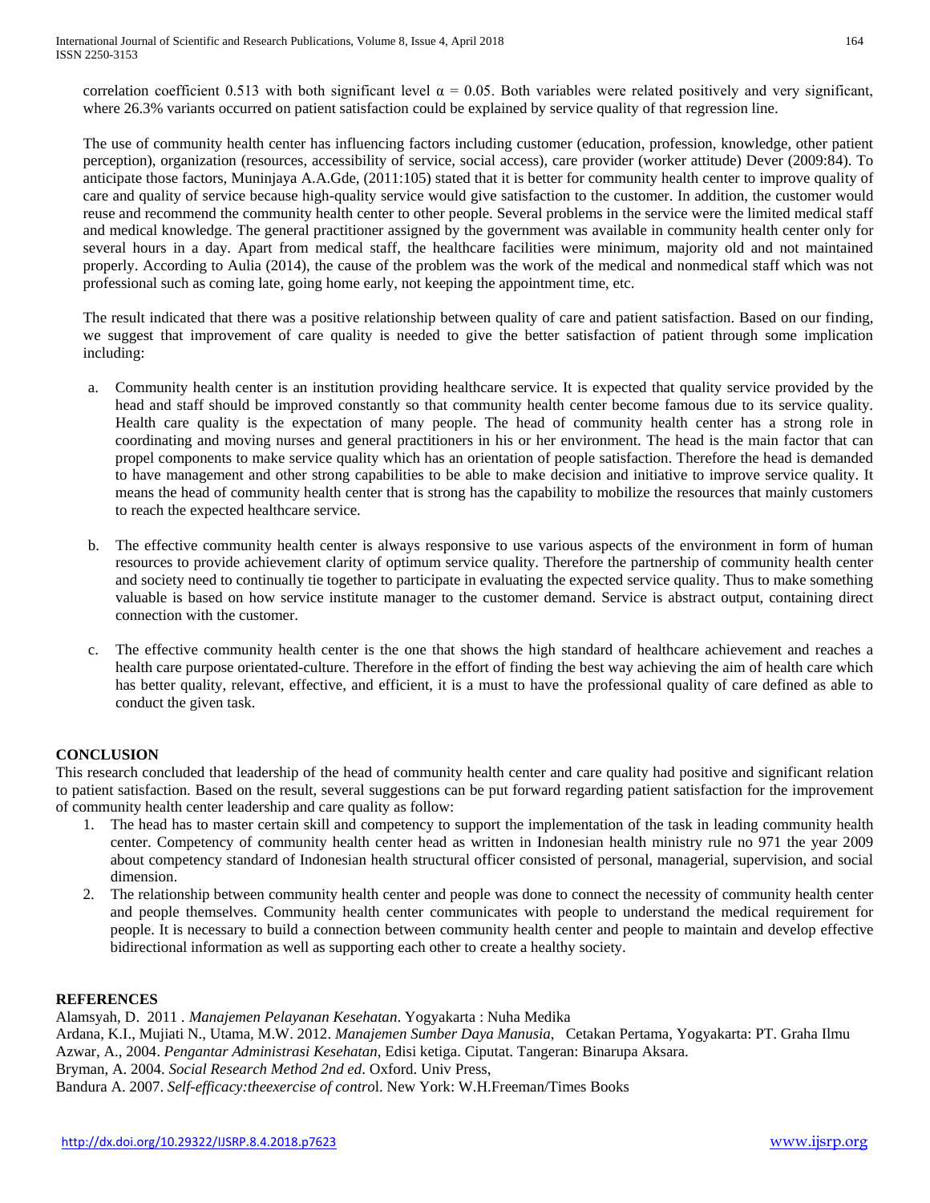correlation coefficient 0.513 with both significant level $\alpha = 0.05$. Both variables were related positively and very significant, where 26.3% variants occurred on patient satisfaction could be explained by service quality of that regression line.

The use of community health center has influencing factors including customer (education, profession, knowledge, other patient perception), organization (resources, accessibility of service, social access), care provider (worker attitude) Dever (2009:84). To anticipate those factors, Muninjaya A.A.Gde, (2011:105) stated that it is better for community health center to improve quality of care and quality of service because high-quality service would give satisfaction to the customer. In addition, the customer would reuse and recommend the community health center to other people. Several problems in the service were the limited medical staff and medical knowledge. The general practitioner assigned by the government was available in community health center only for several hours in a day. Apart from medical staff, the healthcare facilities were minimum, majority old and not maintained properly. According to Aulia (2014), the cause of the problem was the work of the medical and nonmedical staff which was not professional such as coming late, going home early, not keeping the appointment time, etc.

The result indicated that there was a positive relationship between quality of care and patient satisfaction. Based on our finding, we suggest that improvement of care quality is needed to give the better satisfaction of patient through some implication including:

a. Community health center is an institution providing healthcare service. It is expected that quality service provided by the head and staff should be improved constantly so that community health center become famous due to its service quality. Health care quality is the expectation of many people. The head of community health center has a strong role in coordinating and moving nurses and general practitioners in his or her environment. The head is the main factor that can propel components to make service quality which has an orientation of people satisfaction. Therefore the head is demanded to have management and other strong capabilities to be able to make decision and initiative to improve service quality. It means the head of community health center that is strong has the capability to mobilize the resources that mainly customers to reach the expected healthcare service.

b. The effective community health center is always responsive to use various aspects of the environment in form of human resources to provide achievement clarity of optimum service quality. Therefore the partnership of community health center and society need to continually tie together to participate in evaluating the expected service quality. Thus to make something valuable is based on how service institute manager to the customer demand. Service is abstract output, containing direct connection with the customer.

c. The effective community health center is the one that shows the high standard of healthcare achievement and reaches a health care purpose orientated-culture. Therefore in the effort of finding the best way achieving the aim of health care which has better quality, relevant, effective, and efficient, it is a must to have the professional quality of care defined as able to conduct the given task.

## CONCLUSION

This research concluded that leadership of the head of community health center and care quality had positive and significant relation to patient satisfaction. Based on the result, several suggestions can be put forward regarding patient satisfaction for the improvement of community health center leadership and care quality as follow:

1. The head has to master certain skill and competency to support the implementation of the task in leading community health center. Competency of community health center head as written in Indonesian health ministry rule no 971 the year 2009 about competency standard of Indonesian health structural officer consisted of personal, managerial, supervision, and social dimension.
2. The relationship between community health center and people was done to connect the necessity of community health center and people themselves. Community health center communicates with people to understand the medical requirement for people. It is necessary to build a connection between community health center and people to maintain and develop effective bidirectional information as well as supporting each other to create a healthy society.

## REFERENCES

Alamsyah, D. 2011 . *Manajemen Pelayanan Kesehatan*. Yogyakarta : Nuha Medika

Ardana, K.I., Mujiati N., Utama, M.W. 2012. *Manajemen Sumber Daya Manusia*, Cetakan Pertama, Yogyakarta: PT. Graha Ilmu

Azwar, A., 2004. *Pengantar Administrasi Kesehatan*, Edisi ketiga. Ciputat. Tangeran: Binarupa Aksara.

Bryman, A. 2004. *Social Research Method 2nd ed*. Oxford. Univ Press,

Bandura A. 2007. *Self-efficacy:theexercise of contro*l. New York: W.H.Freeman/Times Books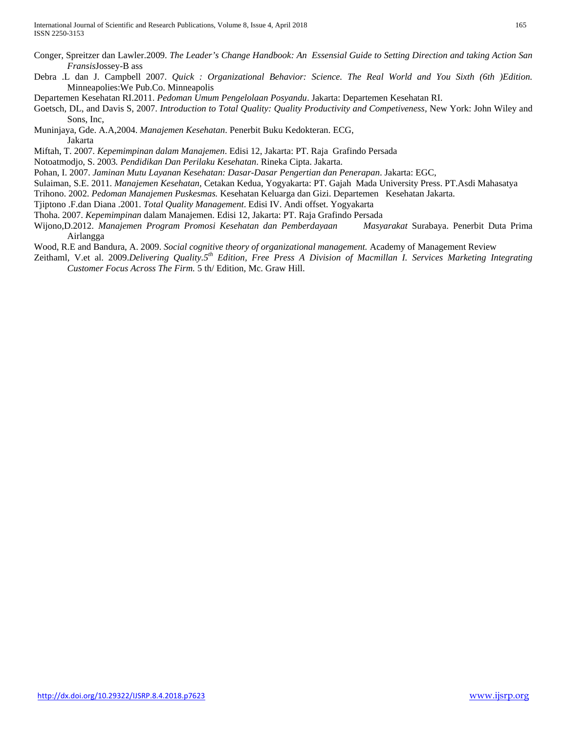Conger, Spreitzer dan Lawler.2009. *The Leader's Change Handbook: An Essensial Guide to Setting Direction and taking Action San Fransis*Jossey-B ass

Debra .L dan J. Campbell 2007. *Quick : Organizational Behavior: Science. The Real World and You Sixth (6th )Edition.* Minneapolies:We Pub.Co. Minneapolis

Departemen Kesehatan RI.2011. *Pedoman Umum Pengelolaan Posyandu*. Jakarta: Departemen Kesehatan RI.

Goetsch, DL, and Davis S, 2007. *Introduction to Total Quality: Quality Productivity and Competiveness*, New York: John Wiley and Sons, Inc,

Muninjaya, Gde. A.A,2004. *Manajemen Kesehatan*. Penerbit Buku Kedokteran. ECG, Jakarta

Miftah, T. 2007. *Kepemimpinan dalam Manajemen*. Edisi 12, Jakarta: PT. Raja Grafindo Persada

Notoatmodjo, S. 2003. *Pendidikan Dan Perilaku Kesehatan*. Rineka Cipta. Jakarta.

Pohan, I. 2007. *Jaminan Mutu Layanan Kesehatan: Dasar-Dasar Pengertian dan Penerapan*. Jakarta: EGC,

Sulaiman, S.E. 2011. *Manajemen Kesehatan*, Cetakan Kedua, Yogyakarta: PT. Gajah Mada University Press. PT.Asdi Mahasatya

Trihono. 2002. *Pedoman Manajemen Puskesmas.* Kesehatan Keluarga dan Gizi. Departemen Kesehatan Jakarta.

Tjiptono .F.dan Diana .2001. *Total Quality Management*. Edisi IV. Andi offset. Yogyakarta

Thoha. 2007. *Kepemimpinan* dalam Manajemen. Edisi 12, Jakarta: PT. Raja Grafindo Persada

Wijono,D.2012. *Manajemen Program Promosi Kesehatan dan Pemberdayaan Masyarakat* Surabaya. Penerbit Duta Prima Airlangga

Wood, R.E and Bandura, A. 2009. *Social cognitive theory of organizational management.* Academy of Management Review

Zeithaml, V.et al. 2009.*Delivering Quality.5th Edition, Free Press A Division of Macmillan I. Services Marketing Integrating Customer Focus Across The Firm.* 5 th/ Edition, Mc. Graw Hill.